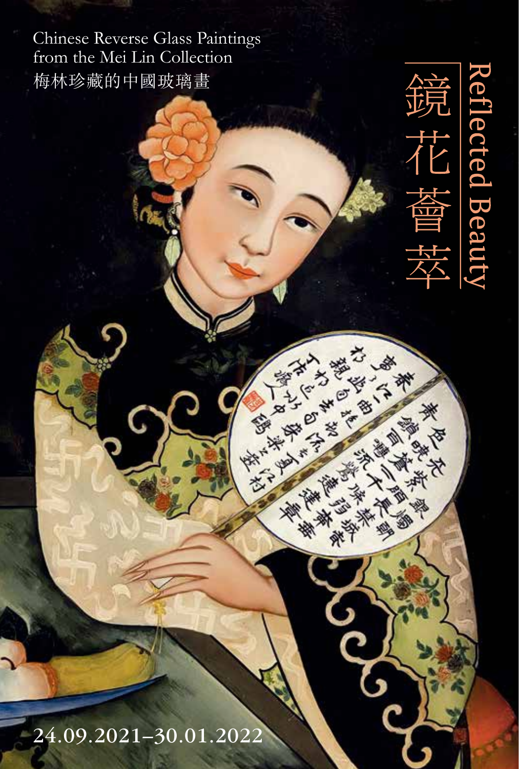Chinese Reverse Glass Paintings
from the Mei Lin Collection
梅林珍藏的中國玻璃畫

# Reflected Beauty
# 鏡花薈萃

24.09.2021–30.01.2022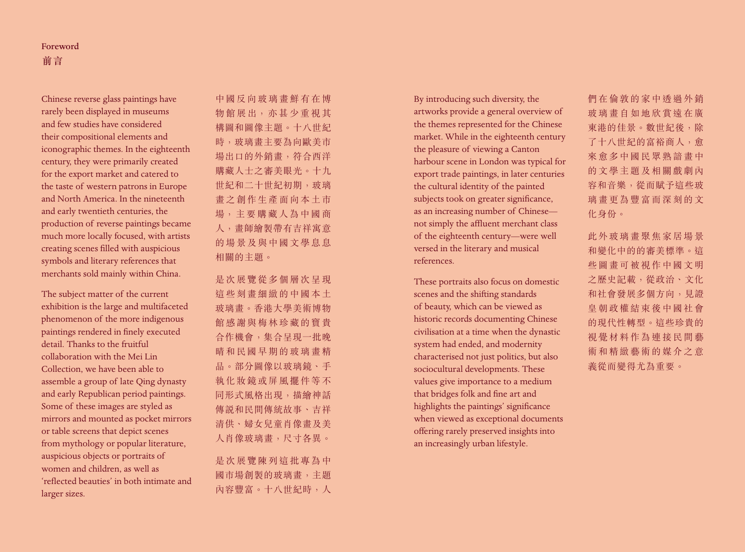**Foreword**
**前言**

Chinese reverse glass paintings have rarely been displayed in museums and few studies have considered their compositional elements and iconographic themes. In the eighteenth century, they were primarily created for the export market and catered to the taste of western patrons in Europe and North America. In the nineteenth and early twentieth centuries, the production of reverse paintings became much more locally focused, with artists creating scenes filled with auspicious symbols and literary references that merchants sold mainly within China.

The subject matter of the current exhibition is the large and multifaceted phenomenon of the more indigenous paintings rendered in finely executed detail. Thanks to the fruitful collaboration with the Mei Lin Collection, we have been able to assemble a group of late Qing dynasty and early Republican period paintings. Some of these images are styled as mirrors and mounted as pocket mirrors or table screens that depict scenes from mythology or popular literature, auspicious objects or portraits of women and children, as well as 'reflected beauties' in both intimate and larger sizes.

中國反向玻璃畫鮮有在博物館展出，亦甚少重視其構圖和圖像主題。十八世紀時，玻璃畫主要為向歐美市場出口的外銷畫，符合西洋購藏人士之審美眼光。十九世紀和二十世紀初期，玻璃畫之創作生產面向本土市場，主要購藏人為中國商人，畫師繪製帶有吉祥寓意的場景及與中國文學息息相關的主題。

是次展覽從多個層次呈現這些刻畫細緻的中國本土玻璃畫。香港大學美術博物館感謝與梅林珍藏的寶貴合作機會，集合呈現一批晚晴和民國早期的玻璃畫精品。部分圖像以玻璃鏡、手執化妝鏡或屏風擺件等不同形式風格出現，描繪神話傳說和民間傳統故事、吉祥清供、婦女兒童肖像畫及美人肖像玻璃畫，尺寸各異。

是次展覽陳列這批專為中國市場創製的玻璃畫，主題內容豐富。十八世紀時，人們在倫敦的家中透過外銷玻璃畫自如地欣賞遠在廣東港的佳景。數世紀後，除了十八世紀的富裕商人，愈來愈多中國民眾熟諳畫中的文學主題及相關戲劇內容和音樂，從而賦予這些玻璃畫更為豐富而深刻的文化身份。

By introducing such diversity, the artworks provide a general overview of the themes represented for the Chinese market. While in the eighteenth century the pleasure of viewing a Canton harbour scene in London was typical for export trade paintings, in later centuries the cultural identity of the painted subjects took on greater significance, as an increasing number of Chinese—not simply the affluent merchant class of the eighteenth century—were well versed in the literary and musical references.

These portraits also focus on domestic scenes and the shifting standards of beauty, which can be viewed as historic records documenting Chinese civilisation at a time when the dynastic system had ended, and modernity characterised not just politics, but also sociocultural developments. These values give importance to a medium that bridges folk and fine art and highlights the paintings' significance when viewed as exceptional documents offering rarely preserved insights into an increasingly urban lifestyle.

此外玻璃畫聚焦家居場景和變化中的的審美標準。這些圖畫可被視作中國文明之歷史記載，從政治、文化和社會發展多個方向，見證皇朝政權結束後中國社會的現代性轉型。這些珍貴的視覺材料作為連接民間藝術和精緻藝術的媒介之意義從而變得尤為重要。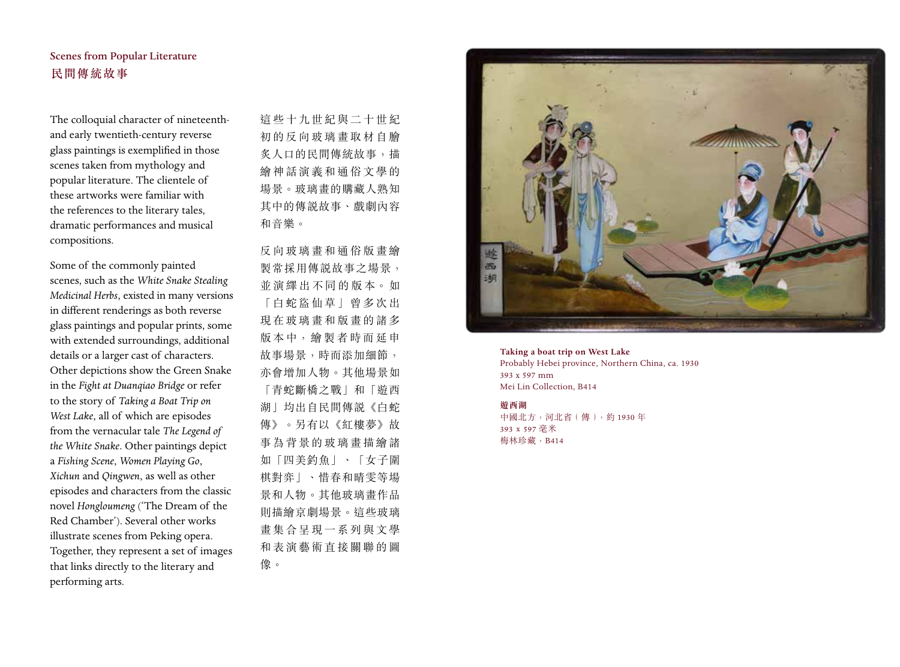## Scenes from Popular Literature
## 民間傳統故事

The colloquial character of nineteenth- and early twentieth-century reverse glass paintings is exemplified in those scenes taken from mythology and popular literature. The clientele of these artworks were familiar with the references to the literary tales, dramatic performances and musical compositions.

Some of the commonly painted scenes, such as the *White Snake Stealing Medicinal Herbs*, existed in many versions in different renderings as both reverse glass paintings and popular prints, some with extended surroundings, additional details or a larger cast of characters. Other depictions show the Green Snake in the *Fight at Duanqiao Bridge* or refer to the story of *Taking a Boat Trip on West Lake*, all of which are episodes from the vernacular tale *The Legend of the White Snake*. Other paintings depict a *Fishing Scene*, *Women Playing Go*, *Xichun* and *Qingwen*, as well as other episodes and characters from the classic novel *Hongloumeng* ('The Dream of the Red Chamber'). Several other works illustrate scenes from Peking opera. Together, they represent a set of images that links directly to the literary and performing arts.

這些十九世紀與二十世紀初的反向玻璃畫取材自膾炙人口的民間傳統故事，描繪神話演義和通俗文學的場景。玻璃畫的購藏人熟知其中的傳說故事、戲劇內容和音樂。

反向玻璃畫和通俗版畫繪製常採用傳說故事之場景，並演繹出不同的版本。如「白蛇盜仙草」曾多次出現在玻璃畫和版畫的諸多版本中，繪製者時而延申故事場景，時而添加細節，亦會增加人物。其他場景如「青蛇斷橋之戰」和「遊西湖」均出自民間傳說《白蛇傳》。另有以《紅樓夢》故事為背景的玻璃畫描繪諸如「四美釣魚」、「女子圍棋對弈」、惜春和晴雯等場景和人物。其他玻璃畫作品則描繪京劇場景。這些玻璃畫集合呈現一系列與文學和表演藝術直接關聯的圖像。

**Taking a boat trip on West Lake**
Probably Hebei province, Northern China, ca. 1930
393 x 597 mm
Mei Lin Collection, B414

**遊西湖**
中國北方，河北省（傳），約 1930 年
393 x 597 毫米
梅林珍藏，B414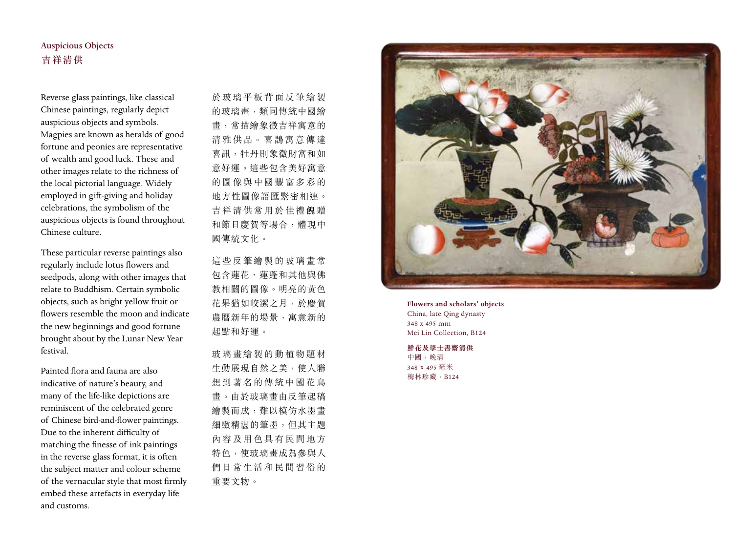## Auspicious Objects
## 吉祥清供

Reverse glass paintings, like classical Chinese paintings, regularly depict auspicious objects and symbols. Magpies are known as heralds of good fortune and peonies are representative of wealth and good luck. These and other images relate to the richness of the local pictorial language. Widely employed in gift-giving and holiday celebrations, the symbolism of the auspicious objects is found throughout Chinese culture.

These particular reverse paintings also regularly include lotus flowers and seedpods, along with other images that relate to Buddhism. Certain symbolic objects, such as bright yellow fruit or flowers resemble the moon and indicate the new beginnings and good fortune brought about by the Lunar New Year festival.

Painted flora and fauna are also indicative of nature's beauty, and many of the life-like depictions are reminiscent of the celebrated genre of Chinese bird-and-flower paintings. Due to the inherent difficulty of matching the finesse of ink paintings in the reverse glass format, it is often the subject matter and colour scheme of the vernacular style that most firmly embed these artefacts in everyday life and customs.

於玻璃平板背面反筆繪製的玻璃畫，類同傳統中國繪畫，常描繪象徵吉祥寓意的清雅供品。喜鵲寓意傳達喜訊，牡丹則象徵財富和如意好運。這些包含美好寓意的圖像與中國豐富多彩的地方性圖像語匯緊密相連。吉祥清供常用於佳禮餽贈和節日慶賀等場合，體現中國傳統文化。

這些反筆繪製的玻璃畫常包含蓮花、蓮蓬和其他與佛教相關的圖像。明亮的黃色花果猶如皎潔之月，於慶賀農曆新年的場景，寓意新的起點和好運。

玻璃畫繪製的動植物題材生動展現自然之美，使人聯想到著名的傳統中國花鳥畫。由於玻璃畫由反筆起稿繪製而成，難以模仿水墨畫細緻精湛的筆墨，但其主題內容及用色具有民間地方特色，使玻璃畫成為參與人們日常生活和民間習俗的重要文物。

**Flowers and scholars' objects**
China, late Qing dynasty
348 x 495 mm
Mei Lin Collection, B124

**鮮花及學士書齋清供**
中國，晚清
348 x 495 毫米
梅林珍藏，B124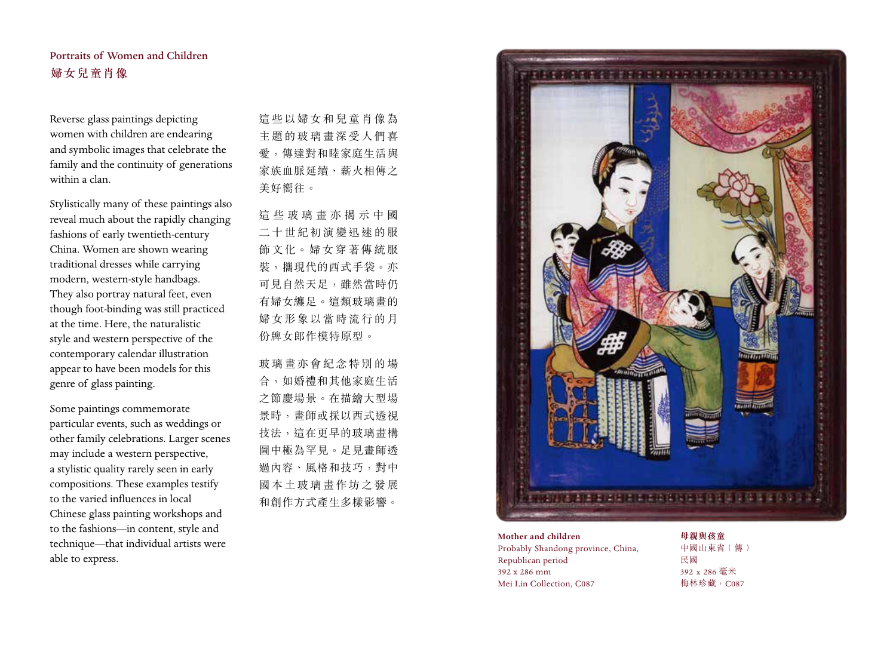## Portraits of Women and Children
## 婦女兒童肖像

Reverse glass paintings depicting women with children are endearing and symbolic images that celebrate the family and the continuity of generations within a clan.

Stylistically many of these paintings also reveal much about the rapidly changing fashions of early twentieth-century China. Women are shown wearing traditional dresses while carrying modern, western-style handbags. They also portray natural feet, even though foot-binding was still practiced at the time. Here, the naturalistic style and western perspective of the contemporary calendar illustration appear to have been models for this genre of glass painting.

Some paintings commemorate particular events, such as weddings or other family celebrations. Larger scenes may include a western perspective, a stylistic quality rarely seen in early compositions. These examples testify to the varied influences in local Chinese glass painting workshops and to the fashions—in content, style and technique—that individual artists were able to express.

這些以婦女和兒童肖像為主題的玻璃畫深受人們喜愛，傳達對和睦家庭生活與家族血脈延續、薪火相傳之美好嚮往。

這些玻璃畫亦揭示中國二十世紀初演變迅速的服飾文化。婦女穿著傳統服裝，攜現代的西式手袋。亦可見自然天足，雖然當時仍有婦女纏足。這類玻璃畫的婦女形象以當時流行的月份牌女郎作模特原型。

玻璃畫亦會紀念特別的場合，如婚禮和其他家庭生活之節慶場景。在描繪大型場景時，畫師或採以西式透視技法，這在更早的玻璃畫構圖中極為罕見。足見畫師透過內容、風格和技巧，對中國本土玻璃畫作坊之發展和創作方式產生多樣影響。

**Mother and children**
Probably Shandong province, China,
Republican period
392 x 286 mm
Mei Lin Collection, C087

**母親與孩童**
中國山東省（傳）
民國
392 x 286 毫米
梅林珍藏，C087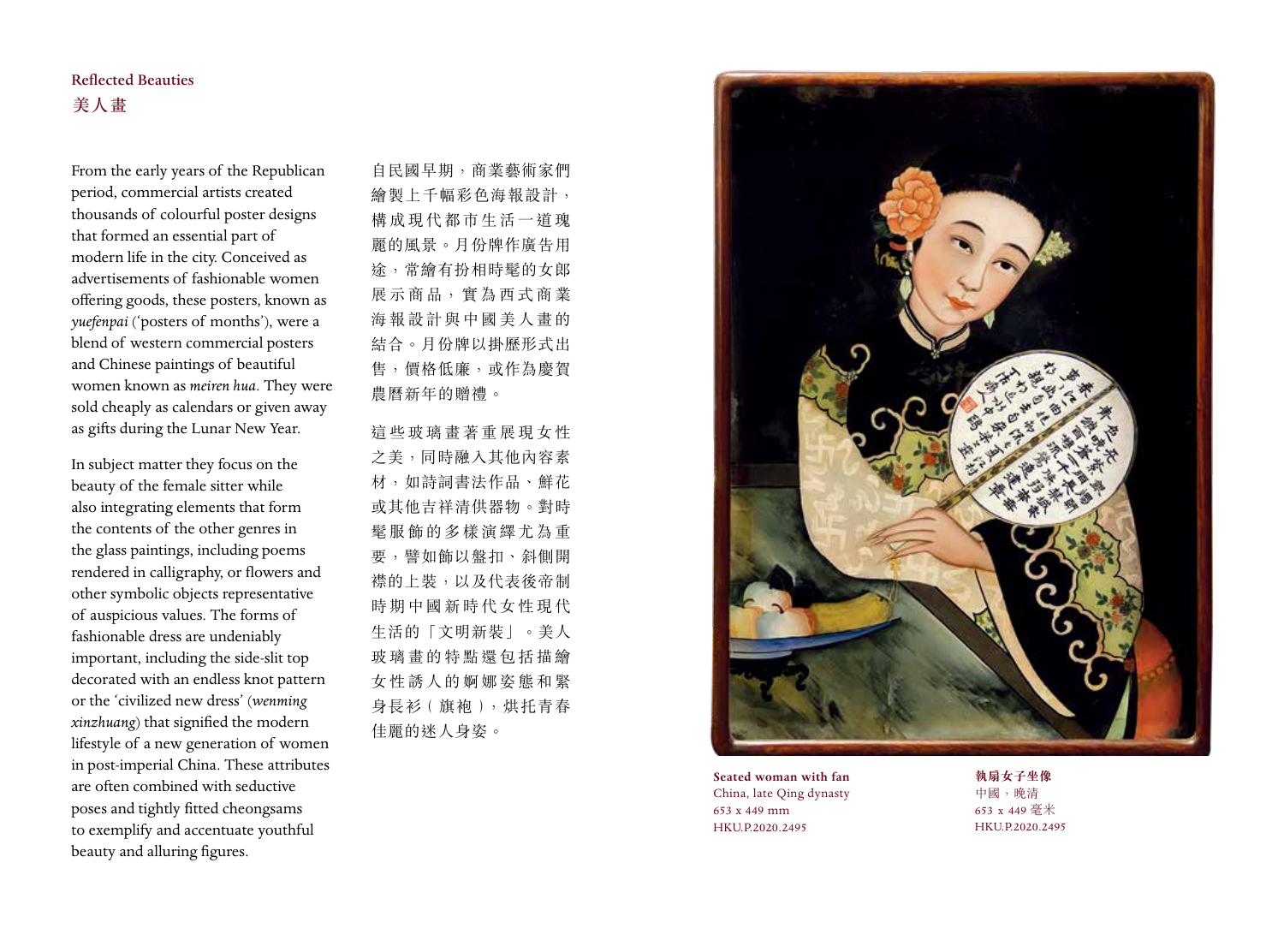## Reflected Beauties
## 美人畫

From the early years of the Republican period, commercial artists created thousands of colourful poster designs that formed an essential part of modern life in the city. Conceived as advertisements of fashionable women offering goods, these posters, known as *yuefenpai* ('posters of months'), were a blend of western commercial posters and Chinese paintings of beautiful women known as *meiren hua*. They were sold cheaply as calendars or given away as gifts during the Lunar New Year.

In subject matter they focus on the beauty of the female sitter while also integrating elements that form the contents of the other genres in the glass paintings, including poems rendered in calligraphy, or flowers and other symbolic objects representative of auspicious values. The forms of fashionable dress are undeniably important, including the side-slit top decorated with an endless knot pattern or the 'civilized new dress' (*wenming xinzhuang*) that signified the modern lifestyle of a new generation of women in post-imperial China. These attributes are often combined with seductive poses and tightly fitted cheongsams to exemplify and accentuate youthful beauty and alluring figures.

自民國早期，商業藝術家們繪製上千幅彩色海報設計，構成現代都市生活一道瑰麗的風景。月份牌作廣告用途，常繪有扮相時髦的女郎展示商品，實為西式商業海報設計與中國美人畫的結合。月份牌以掛曆形式出售，價格低廉，或作為慶賀農曆新年的贈禮。

這些玻璃畫著重展現女性之美，同時融入其他內容素材，如詩詞書法作品、鮮花或其他吉祥清供器物。對時髦服飾的多樣演繹尤為重要，譬如飾以盤扣、斜側開襟的上裝，以及代表後帝制時期中國新時代女性現代生活的「文明新裝」。美人玻璃畫的特點還包括描繪女性誘人的婀娜姿態和緊身長衫（旗袍），烘托青春佳麗的迷人身姿。

**Seated woman with fan**
China, late Qing dynasty
653 x 449 mm
HKU.P.2020.2495

**執扇女子坐像**
中國，晚清
653 x 449 毫米
HKU.P.2020.2495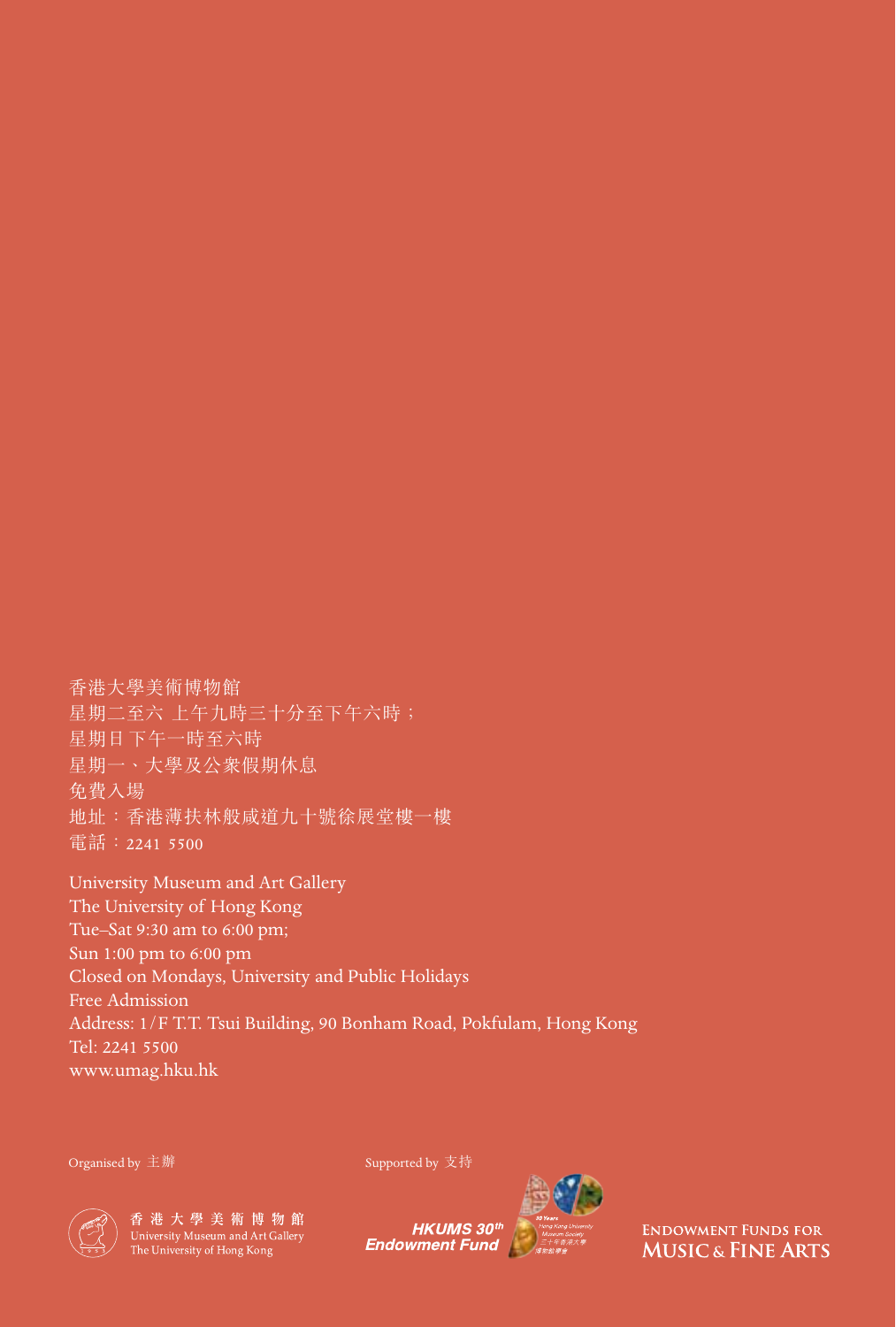香港大學美術博物館
星期二至六 上午九時三十分至下午六時；
星期日 下午一時至六時
星期一、大學及公眾假期休息
免費入場
地址：香港薄扶林般咸道九十號徐展堂樓一樓
電話：2241 5500

University Museum and Art Gallery
The University of Hong Kong
Tue–Sat 9:30 am to 6:00 pm;
Sun 1:00 pm to 6:00 pm
Closed on Mondays, University and Public Holidays
Free Admission
Address: 1/F T.T. Tsui Building, 90 Bonham Road, Pokfulam, Hong Kong
Tel: 2241 5500
www.umag.hku.hk

Organised by 主辦

香港大學美術博物館
University Museum and Art Gallery
The University of Hong Kong

Supported by 支持

HKUMS 30th Endowment Fund

30 Years
Hong Kong University Museum Society
三十年香港大學博物館學會

Endowment Funds for Music & Fine Arts